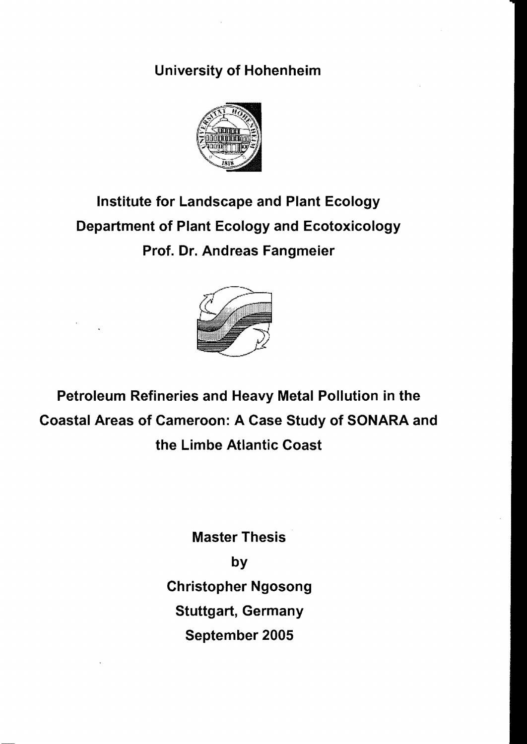**University of Hohenheim**

**Institute for Landscape and Plant Ecology**

**Department of Plant Ecology and Ecotoxicology**

**Prof. Dr. Andreas Fangmeier**

# Petroleum Refineries and Heavy Metal Pollution in the Coastal Areas of Cameroon: A Case Study of SONARA and the Limbe Atlantic Coast

**Master Thesis**

**by**

**Christopher Ngosong**

**Stuttgart, Germany**

**September 2005**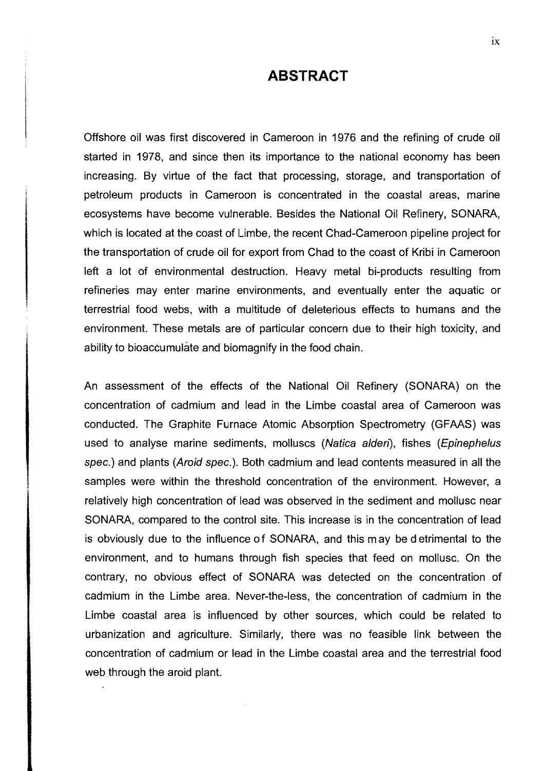# ABSTRACT

Offshore oil was first discovered in Cameroon in 1976 and the refining of crude oil started in 1978, and since then its importance to the national economy has been increasing. By virtue of the fact that processing, storage, and transportation of petroleum products in Cameroon is concentrated in the coastal areas, marine ecosystems have become vulnerable. Besides the National Oil Refinery, SONARA, which is located at the coast of Limbe, the recent Chad-Cameroon pipeline project for the transportation of crude oil for export from Chad to the coast of Kribi in Cameroon left a lot of environmental destruction. Heavy metal bi-products resulting from refineries may enter marine environments, and eventually enter the aquatic or terrestrial food webs, with a multitude of deleterious effects to humans and the environment. These metals are of particular concern due to their high toxicity, and ability to bioaccumulate and biomagnify in the food chain.

An assessment of the effects of the National Oil Refinery (SONARA) on the concentration of cadmium and lead in the Limbe coastal area of Cameroon was conducted. The Graphite Furnace Atomic Absorption Spectrometry (GFAAS) was used to analyse marine sediments, molluscs (*Natica alderi*), fishes (*Epinephelus spec.*) and plants (*Aroid spec.*). Both cadmium and lead contents measured in all the samples were within the threshold concentration of the environment. However, a relatively high concentration of lead was observed in the sediment and mollusc near SONARA, compared to the control site. This increase is in the concentration of lead is obviously due to the influence of SONARA, and this may be detrimental to the environment, and to humans through fish species that feed on mollusc. On the contrary, no obvious effect of SONARA was detected on the concentration of cadmium in the Limbe area. Never-the-less, the concentration of cadmium in the Limbe coastal area is influenced by other sources, which could be related to urbanization and agriculture. Similarly, there was no feasible link between the concentration of cadmium or lead in the Limbe coastal area and the terrestrial food web through the aroid plant.